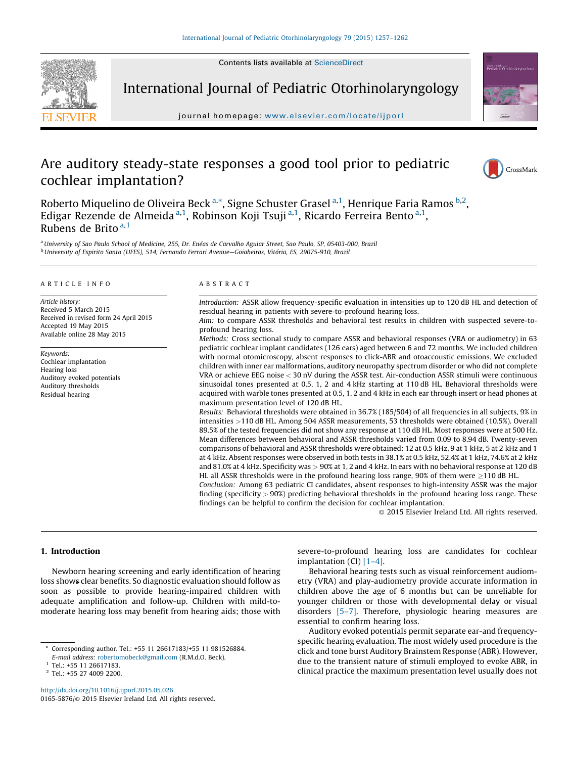# Are auditory steady-state responses a good tool prior to pediatric cochlear implantation?

Roberto Miquelino de Oliveira Beck [a,*], Signe Schuster Grasel [a,1], Henrique Faria Ramos [b,2], Edigar Rezende de Almeida [a,1], Robinson Koji Tsuji [a,1], Ricardo Ferreira Bento [a,1], Rubens de Brito [a,1]

[a] University of Sao Paulo School of Medicine, 255, Dr. Enéas de Carvalho Aguiar Street, Sao Paulo, SP, 05403-000, Brazil

[b] University of Espirito Santo (UFES), 514, Fernando Ferrari Avenue—Goiabeiras, Vitória, ES, 29075-910, Brazil

## ARTICLE INFO

*Article history:*
Received 5 March 2015
Received in revised form 24 April 2015
Accepted 19 May 2015
Available online 28 May 2015

*Keywords:*
Cochlear implantation
Hearing loss
Auditory evoked potentials
Auditory thresholds
Residual hearing

## ABSTRACT

*Introduction:* ASSR allow frequency-specific evaluation in intensities up to 120 dB HL and detection of residual hearing in patients with severe-to-profound hearing loss.

*Aim:* to compare ASSR thresholds and behavioral test results in children with suspected severe-to-profound hearing loss.

*Methods:* Cross sectional study to compare ASSR and behavioral responses (VRA or audiometry) in 63 pediatric cochlear implant candidates (126 ears) aged between 6 and 72 months. We included children with normal otomicroscopy, absent responses to click-ABR and otoacoustic emissions. We excluded children with inner ear malformations, auditory neuropathy spectrum disorder or who did not complete VRA or achieve EEG noise < 30 nV during the ASSR test. Air-conduction ASSR stimuli were continuous sinusoidal tones presented at 0.5, 1, 2 and 4 kHz starting at 110 dB HL. Behavioral thresholds were acquired with warble tones presented at 0.5, 1, 2 and 4 kHz in each ear through insert or head phones at maximum presentation level of 120 dB HL.

*Results:* Behavioral thresholds were obtained in 36.7% (185/504) of all frequencies in all subjects, 9% in intensities >110 dB HL. Among 504 ASSR measurements, 53 thresholds were obtained (10.5%). Overall 89.5% of the tested frequencies did not show any response at 110 dB HL. Most responses were at 500 Hz. Mean differences between behavioral and ASSR thresholds varied from 0.09 to 8.94 dB. Twenty-seven comparisons of behavioral and ASSR thresholds were obtained: 12 at 0.5 kHz, 9 at 1 kHz, 5 at 2 kHz and 1 at 4 kHz. Absent responses were observed in both tests in 38.1% at 0.5 kHz, 52.4% at 1 kHz, 74.6% at 2 kHz and 81.0% at 4 kHz. Specificity was > 90% at 1, 2 and 4 kHz. In ears with no behavioral response at 120 dB HL all ASSR thresholds were in the profound hearing loss range, 90% of them were ≥110 dB HL.

*Conclusion:* Among 63 pediatric CI candidates, absent responses to high-intensity ASSR was the major finding (specificity > 90%) predicting behavioral thresholds in the profound hearing loss range. These findings can be helpful to confirm the decision for cochlear implantation.

© 2015 Elsevier Ireland Ltd. All rights reserved.

## 1. Introduction

Newborn hearing screening and early identification of hearing loss shows clear benefits. So diagnostic evaluation should follow as soon as possible to provide hearing-impaired children with adequate amplification and follow-up. Children with mild-to-moderate hearing loss may benefit from hearing aids; those with severe-to-profound hearing loss are candidates for cochlear implantation (CI) [1–4].

Behavioral hearing tests such as visual reinforcement audiometry (VRA) and play-audiometry provide accurate information in children above the age of 6 months but can be unreliable for younger children or those with developmental delay or visual disorders [5–7]. Therefore, physiologic hearing measures are essential to confirm hearing loss.

Auditory evoked potentials permit separate ear-and frequency-specific hearing evaluation. The most widely used procedure is the click and tone burst Auditory Brainstem Response (ABR). However, due to the transient nature of stimuli employed to evoke ABR, in clinical practice the maximum presentation level usually does not

---

\* Corresponding author. Tel.: +55 11 26617183/+55 11 981526884.
E-mail address: robertomobeck@gmail.com (R.M.d.O. Beck).

[1] Tel.: +55 11 26617183.

[2] Tel.: +55 27 4009 2200.

http://dx.doi.org/10.1016/j.ijporl.2015.05.026
0165-5876/© 2015 Elsevier Ireland Ltd. All rights reserved.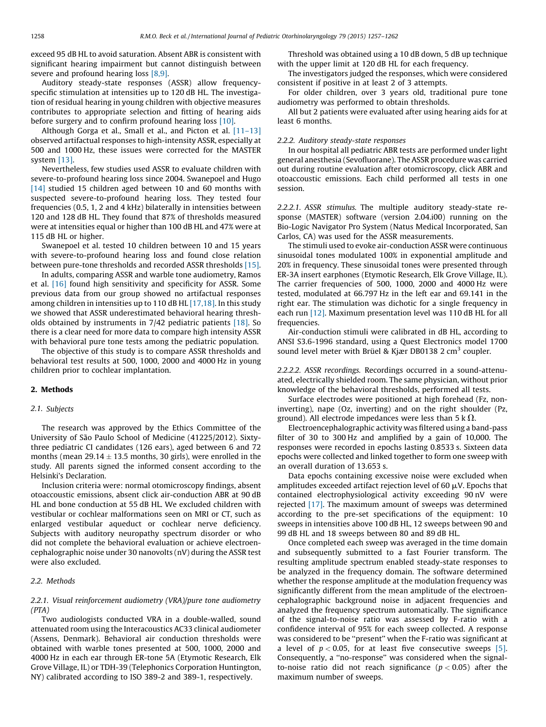exceed 95 dB HL to avoid saturation. Absent ABR is consistent with significant hearing impairment but cannot distinguish between severe and profound hearing loss [8,9].

Auditory steady-state responses (ASSR) allow frequency-specific stimulation at intensities up to 120 dB HL. The investigation of residual hearing in young children with objective measures contributes to appropriate selection and fitting of hearing aids before surgery and to confirm profound hearing loss [10].

Although Gorga et al., Small et al., and Picton et al. [11–13] observed artifactual responses to high-intensity ASSR, especially at 500 and 1000 Hz, these issues were corrected for the MASTER system [13].

Nevertheless, few studies used ASSR to evaluate children with severe-to-profound hearing loss since 2004. Swanepoel and Hugo [14] studied 15 children aged between 10 and 60 months with suspected severe-to-profound hearing loss. They tested four frequencies (0.5, 1, 2 and 4 kHz) bilaterally in intensities between 120 and 128 dB HL. They found that 87% of thresholds measured were at intensities equal or higher than 100 dB HL and 47% were at 115 dB HL or higher.

Swanepoel et al. tested 10 children between 10 and 15 years with severe-to-profound hearing loss and found close relation between pure-tone thresholds and recorded ASSR thresholds [15].

In adults, comparing ASSR and warble tone audiometry, Ramos et al. [16] found high sensitivity and specificity for ASSR. Some previous data from our group showed no artifactual responses among children in intensities up to 110 dB HL [17,18]. In this study we showed that ASSR underestimated behavioral hearing thresholds obtained by instruments in 7/42 pediatric patients [18]. So there is a clear need for more data to compare high intensity ASSR with behavioral pure tone tests among the pediatric population.

The objective of this study is to compare ASSR thresholds and behavioral test results at 500, 1000, 2000 and 4000 Hz in young children prior to cochlear implantation.

## 2. Methods

### 2.1. Subjects

The research was approved by the Ethics Committee of the University of São Paulo School of Medicine (41225/2012). Sixty-three pediatric CI candidates (126 ears), aged between 6 and 72 months (mean $29.14 \pm 13.5$ months, 30 girls), were enrolled in the study. All parents signed the informed consent according to the Helsinki's Declaration.

Inclusion criteria were: normal otomicroscopy findings, absent otoaccoustic emissions, absent click air-conduction ABR at 90 dB HL and bone conduction at 55 dB HL. We excluded children with vestibular or cochlear malformations seen on MRI or CT, such as enlarged vestibular aqueduct or cochlear nerve deficiency. Subjects with auditory neuropathy spectrum disorder or who did not complete the behavioral evaluation or achieve electroencephalographic noise under 30 nanovolts (nV) during the ASSR test were also excluded.

### 2.2. Methods

#### 2.2.1. Visual reinforcement audiometry (VRA)/pure tone audiometry (PTA)

Two audiologists conducted VRA in a double-walled, sound attenuated room using the Interacoustics AC33 clinical audiometer (Assens, Denmark). Behavioral air conduction thresholds were obtained with warble tones presented at 500, 1000, 2000 and 4000 Hz in each ear through ER-tone 5A (Etymotic Research, Elk Grove Village, IL) or TDH-39 (Telephonics Corporation Huntington, NY) calibrated according to ISO 389-2 and 389-1, respectively.

Threshold was obtained using a 10 dB down, 5 dB up technique with the upper limit at 120 dB HL for each frequency.

The investigators judged the responses, which were considered consistent if positive in at least 2 of 3 attempts.

For older children, over 3 years old, traditional pure tone audiometry was performed to obtain thresholds.

All but 2 patients were evaluated after using hearing aids for at least 6 months.

#### 2.2.2. Auditory steady-state responses

In our hospital all pediatric ABR tests are performed under light general anesthesia (Sevofluorane). The ASSR procedure was carried out during routine evaluation after otomicroscopy, click ABR and otoaccoustic emissions. Each child performed all tests in one session.

*2.2.2.1. ASSR stimulus.* The multiple auditory steady-state response (MASTER) software (version 2.04.i00) running on the Bio-Logic Navigator Pro System (Natus Medical Incorporated, San Carlos, CA) was used for the ASSR measurements.

The stimuli used to evoke air-conduction ASSR were continuous sinusoidal tones modulated 100% in exponential amplitude and 20% in frequency. These sinusoidal tones were presented through ER-3A insert earphones (Etymotic Research, Elk Grove Village, IL). The carrier frequencies of 500, 1000, 2000 and 4000 Hz were tested, modulated at 66.797 Hz in the left ear and 69.141 in the right ear. The stimulation was dichotic for a single frequency in each run [12]. Maximum presentation level was 110 dB HL for all frequencies.

Air-conduction stimuli were calibrated in dB HL, according to ANSI S3.6-1996 standard, using a Quest Electronics model 1700 sound level meter with Brüel & Kjær DB0138 2 $cm^3$ coupler.

*2.2.2.2. ASSR recordings.* Recordings occurred in a sound-attenuated, electrically shielded room. The same physician, without prior knowledge of the behavioral thresholds, performed all tests.

Surface electrodes were positioned at high forehead (Fz, non-inverting), nape (Oz, inverting) and on the right shoulder (Pz, ground). All electrode impedances were less than 5 k $\Omega$.

Electroencephalographic activity was filtered using a band-pass filter of 30 to 300 Hz and amplified by a gain of 10,000. The responses were recorded in epochs lasting 0.8533 s. Sixteen data epochs were collected and linked together to form one sweep with an overall duration of 13.653 s.

Data epochs containing excessive noise were excluded when amplitudes exceeded artifact rejection level of 60 $\mu$V. Epochs that contained electrophysiological activity exceeding 90 nV were rejected [17]. The maximum amount of sweeps was determined according to the pre-set specifications of the equipment: 10 sweeps in intensities above 100 dB HL, 12 sweeps between 90 and 99 dB HL and 18 sweeps between 80 and 89 dB HL.

Once completed each sweep was averaged in the time domain and subsequently submitted to a fast Fourier transform. The resulting amplitude spectrum enabled steady-state responses to be analyzed in the frequency domain. The software determined whether the response amplitude at the modulation frequency was significantly different from the mean amplitude of the electroencephalographic background noise in adjacent frequencies and analyzed the frequency spectrum automatically. The significance of the signal-to-noise ratio was assessed by F-ratio with a confidence interval of 95% for each sweep collected. A response was considered to be "present" when the F-ratio was significant at a level of $p < 0.05$, for at least five consecutive sweeps [5]. Consequently, a "no-response" was considered when the signal-to-noise ratio did not reach significance ($p < 0.05$) after the maximum number of sweeps.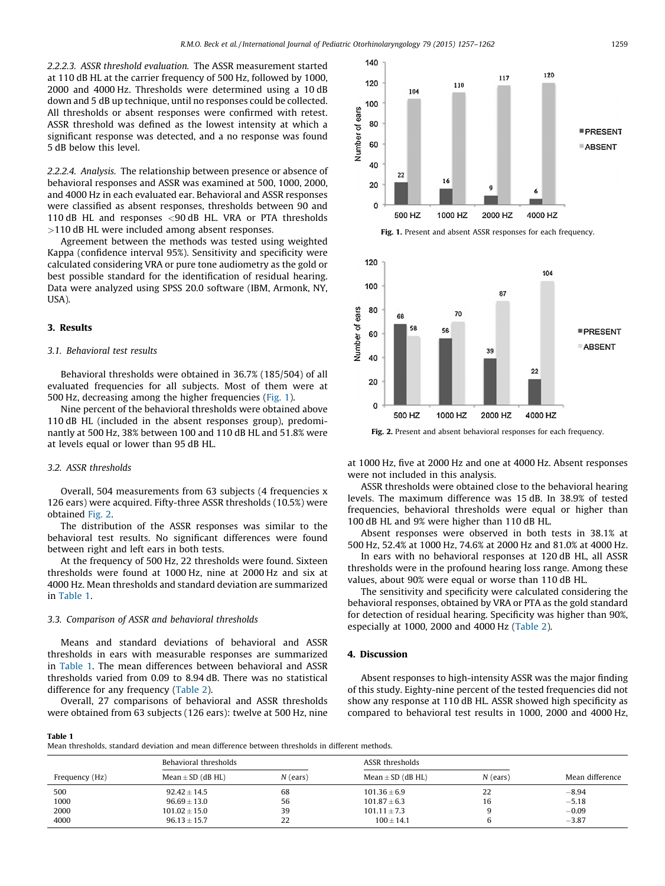*2.2.2.3. ASSR threshold evaluation.* The ASSR measurement started at 110 dB HL at the carrier frequency of 500 Hz, followed by 1000, 2000 and 4000 Hz. Thresholds were determined using a 10 dB down and 5 dB up technique, until no responses could be collected. All thresholds or absent responses were confirmed with retest. ASSR threshold was defined as the lowest intensity at which a significant response was detected, and a no response was found 5 dB below this level.

*2.2.2.4. Analysis.* The relationship between presence or absence of behavioral responses and ASSR was examined at 500, 1000, 2000, and 4000 Hz in each evaluated ear. Behavioral and ASSR responses were classified as absent responses, thresholds between 90 and 110 dB HL and responses <90 dB HL. VRA or PTA thresholds >110 dB HL were included among absent responses.

Agreement between the methods was tested using weighted Kappa (confidence interval 95%). Sensitivity and specificity were calculated considering VRA or pure tone audiometry as the gold or best possible standard for the identification of residual hearing. Data were analyzed using SPSS 20.0 software (IBM, Armonk, NY, USA).

## 3. Results

### 3.1. Behavioral test results

Behavioral thresholds were obtained in 36.7% (185/504) of all evaluated frequencies for all subjects. Most of them were at 500 Hz, decreasing among the higher frequencies (Fig. 1).

Nine percent of the behavioral thresholds were obtained above 110 dB HL (included in the absent responses group), predominantly at 500 Hz, 38% between 100 and 110 dB HL and 51.8% were at levels equal or lower than 95 dB HL.

### 3.2. ASSR thresholds

Overall, 504 measurements from 63 subjects (4 frequencies x 126 ears) were acquired. Fifty-three ASSR thresholds (10.5%) were obtained Fig. 2.

The distribution of the ASSR responses was similar to the behavioral test results. No significant differences were found between right and left ears in both tests.

At the frequency of 500 Hz, 22 thresholds were found. Sixteen thresholds were found at 1000 Hz, nine at 2000 Hz and six at 4000 Hz. Mean thresholds and standard deviation are summarized in Table 1.

### 3.3. Comparison of ASSR and behavioral thresholds

Means and standard deviations of behavioral and ASSR thresholds in ears with measurable responses are summarized in Table 1. The mean differences between behavioral and ASSR thresholds varied from 0.09 to 8.94 dB. There was no statistical difference for any frequency (Table 2).

Overall, 27 comparisons of behavioral and ASSR thresholds were obtained from 63 subjects (126 ears): twelve at 500 Hz, nine at 1000 Hz, five at 2000 Hz and one at 4000 Hz. Absent responses were not included in this analysis.

ASSR thresholds were obtained close to the behavioral hearing levels. The maximum difference was 15 dB. In 38.9% of tested frequencies, behavioral thresholds were equal or higher than 100 dB HL and 9% were higher than 110 dB HL.

Absent responses were observed in both tests in 38.1% at 500 Hz, 52.4% at 1000 Hz, 74.6% at 2000 Hz and 81.0% at 4000 Hz.

In ears with no behavioral responses at 120 dB HL, all ASSR thresholds were in the profound hearing loss range. Among these values, about 90% were equal or worse than 110 dB HL.

The sensitivity and specificity were calculated considering the behavioral responses, obtained by VRA or PTA as the gold standard for detection of residual hearing. Specificity was higher than 90%, especially at 1000, 2000 and 4000 Hz (Table 2).

## 4. Discussion

Absent responses to high-intensity ASSR was the major finding of this study. Eighty-nine percent of the tested frequencies did not show any response at 110 dB HL. ASSR showed high specificity as compared to behavioral test results in 1000, 2000 and 4000 Hz,

Fig. 1. Present and absent ASSR responses for each frequency.

Fig. 2. Present and absent behavioral responses for each frequency.

**Table 1**
Mean thresholds, standard deviation and mean difference between thresholds in different methods.

| Frequency (Hz) | Behavioral thresholds | | ASSR thresholds | | Mean difference |
|---|---|---|---|---|---|
| | Mean ± SD (dB HL) | N (ears) | Mean ± SD (dB HL) | N (ears) | |
| 500 | 92.42 ± 14.5 | 68 | 101.36 ± 6.9 | 22 | −8.94 |
| 1000 | 96.69 ± 13.0 | 56 | 101.87 ± 6.3 | 16 | −5.18 |
| 2000 | 101.02 ± 15.0 | 39 | 101.11 ± 7.3 | 9 | −0.09 |
| 4000 | 96.13 ± 15.7 | 22 | 100 ± 14.1 | 6 | −3.87 |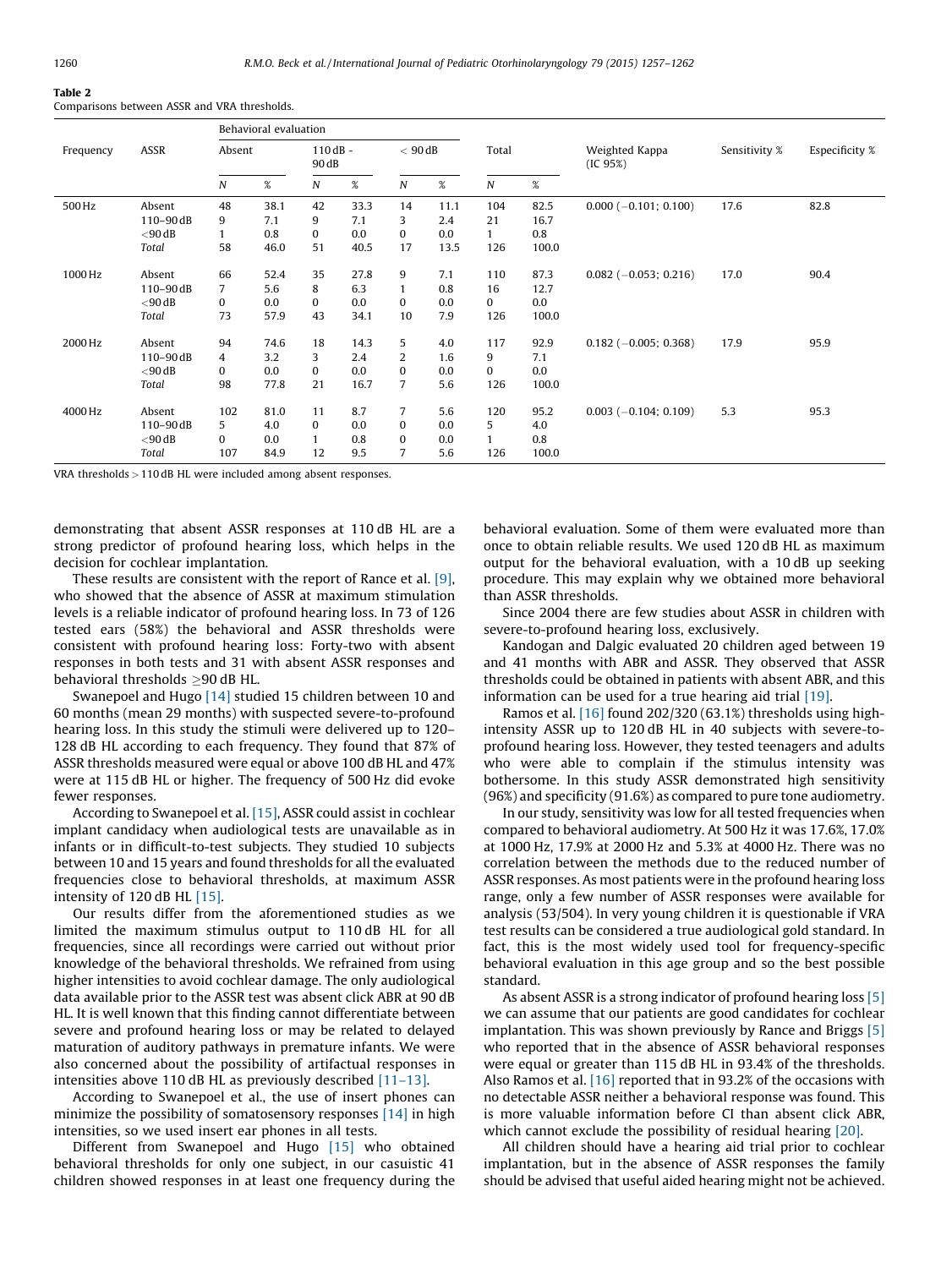**Table 2**
Comparisons between ASSR and VRA thresholds.

| Frequency | ASSR | Behavioral evaluation | | | | | | Total | | Weighted Kappa (IC 95%) | Sensitivity % | Especificity % |
|---|---|---|---|---|---|---|---|---|---|---|---|---|
| | | Absent | | 110 dB - 90 dB | | < 90 dB | | | | | | |
| | | N | % | N | % | N | % | N | % | | | |
| 500 Hz | Absent | 48 | 38.1 | 42 | 33.3 | 14 | 11.1 | 104 | 82.5 | 0.000 (−0.101; 0.100) | 17.6 | 82.8 |
| | 110–90 dB | 9 | 7.1 | 9 | 7.1 | 3 | 2.4 | 21 | 16.7 | | | |
| | <90 dB | 1 | 0.8 | 0 | 0.0 | 0 | 0.0 | 1 | 0.8 | | | |
| | *Total* | 58 | 46.0 | 51 | 40.5 | 17 | 13.5 | 126 | 100.0 | | | |
| 1000 Hz | Absent | 66 | 52.4 | 35 | 27.8 | 9 | 7.1 | 110 | 87.3 | 0.082 (−0.053; 0.216) | 17.0 | 90.4 |
| | 110–90 dB | 7 | 5.6 | 8 | 6.3 | 1 | 0.8 | 16 | 12.7 | | | |
| | <90 dB | 0 | 0.0 | 0 | 0.0 | 0 | 0.0 | 0 | 0.0 | | | |
| | *Total* | 73 | 57.9 | 43 | 34.1 | 10 | 7.9 | 126 | 100.0 | | | |
| 2000 Hz | Absent | 94 | 74.6 | 18 | 14.3 | 5 | 4.0 | 117 | 92.9 | 0.182 (−0.005; 0.368) | 17.9 | 95.9 |
| | 110–90 dB | 4 | 3.2 | 3 | 2.4 | 2 | 1.6 | 9 | 7.1 | | | |
| | <90 dB | 0 | 0.0 | 0 | 0.0 | 0 | 0.0 | 0 | 0.0 | | | |
| | *Total* | 98 | 77.8 | 21 | 16.7 | 7 | 5.6 | 126 | 100.0 | | | |
| 4000 Hz | Absent | 102 | 81.0 | 11 | 8.7 | 7 | 5.6 | 120 | 95.2 | 0.003 (−0.104; 0.109) | 5.3 | 95.3 |
| | 110–90 dB | 5 | 4.0 | 0 | 0.0 | 0 | 0.0 | 5 | 4.0 | | | |
| | <90 dB | 0 | 0.0 | 1 | 0.8 | 0 | 0.0 | 1 | 0.8 | | | |
| | *Total* | 107 | 84.9 | 12 | 9.5 | 7 | 5.6 | 126 | 100.0 | | | |

VRA thresholds > 110 dB HL were included among absent responses.

demonstrating that absent ASSR responses at 110 dB HL are a strong predictor of profound hearing loss, which helps in the decision for cochlear implantation.

These results are consistent with the report of Rance et al. [9], who showed that the absence of ASSR at maximum stimulation levels is a reliable indicator of profound hearing loss. In 73 of 126 tested ears (58%) the behavioral and ASSR thresholds were consistent with profound hearing loss: Forty-two with absent responses in both tests and 31 with absent ASSR responses and behavioral thresholds ≥90 dB HL.

Swanepoel and Hugo [14] studied 15 children between 10 and 60 months (mean 29 months) with suspected severe-to-profound hearing loss. In this study the stimuli were delivered up to 120–128 dB HL according to each frequency. They found that 87% of ASSR thresholds measured were equal or above 100 dB HL and 47% were at 115 dB HL or higher. The frequency of 500 Hz did evoke fewer responses.

According to Swanepoel et al. [15], ASSR could assist in cochlear implant candidacy when audiological tests are unavailable as in infants or in difficult-to-test subjects. They studied 10 subjects between 10 and 15 years and found thresholds for all the evaluated frequencies close to behavioral thresholds, at maximum ASSR intensity of 120 dB HL [15].

Our results differ from the aforementioned studies as we limited the maximum stimulus output to 110 dB HL for all frequencies, since all recordings were carried out without prior knowledge of the behavioral thresholds. We refrained from using higher intensities to avoid cochlear damage. The only audiological data available prior to the ASSR test was absent click ABR at 90 dB HL. It is well known that this finding cannot differentiate between severe and profound hearing loss or may be related to delayed maturation of auditory pathways in premature infants. We were also concerned about the possibility of artifactual responses in intensities above 110 dB HL as previously described [11–13].

According to Swanepoel et al., the use of insert phones can minimize the possibility of somatosensory responses [14] in high intensities, so we used insert ear phones in all tests.

Different from Swanepoel and Hugo [15] who obtained behavioral thresholds for only one subject, in our casuistic 41 children showed responses in at least one frequency during the behavioral evaluation. Some of them were evaluated more than once to obtain reliable results. We used 120 dB HL as maximum output for the behavioral evaluation, with a 10 dB up seeking procedure. This may explain why we obtained more behavioral than ASSR thresholds.

Since 2004 there are few studies about ASSR in children with severe-to-profound hearing loss, exclusively.

Kandogan and Dalgic evaluated 20 children aged between 19 and 41 months with ABR and ASSR. They observed that ASSR thresholds could be obtained in patients with absent ABR, and this information can be used for a true hearing aid trial [19].

Ramos et al. [16] found 202/320 (63.1%) thresholds using high-intensity ASSR up to 120 dB HL in 40 subjects with severe-to-profound hearing loss. However, they tested teenagers and adults who were able to complain if the stimulus intensity was bothersome. In this study ASSR demonstrated high sensitivity (96%) and specificity (91.6%) as compared to pure tone audiometry.

In our study, sensitivity was low for all tested frequencies when compared to behavioral audiometry. At 500 Hz it was 17.6%, 17.0% at 1000 Hz, 17.9% at 2000 Hz and 5.3% at 4000 Hz. There was no correlation between the methods due to the reduced number of ASSR responses. As most patients were in the profound hearing loss range, only a few number of ASSR responses were available for analysis (53/504). In very young children it is questionable if VRA test results can be considered a true audiological gold standard. In fact, this is the most widely used tool for frequency-specific behavioral evaluation in this age group and so the best possible standard.

As absent ASSR is a strong indicator of profound hearing loss [5] we can assume that our patients are good candidates for cochlear implantation. This was shown previously by Rance and Briggs [5] who reported that in the absence of ASSR behavioral responses were equal or greater than 115 dB HL in 93.4% of the thresholds. Also Ramos et al. [16] reported that in 93.2% of the occasions with no detectable ASSR neither a behavioral response was found. This is more valuable information before CI than absent click ABR, which cannot exclude the possibility of residual hearing [20].

All children should have a hearing aid trial prior to cochlear implantation, but in the absence of ASSR responses the family should be advised that useful aided hearing might not be achieved.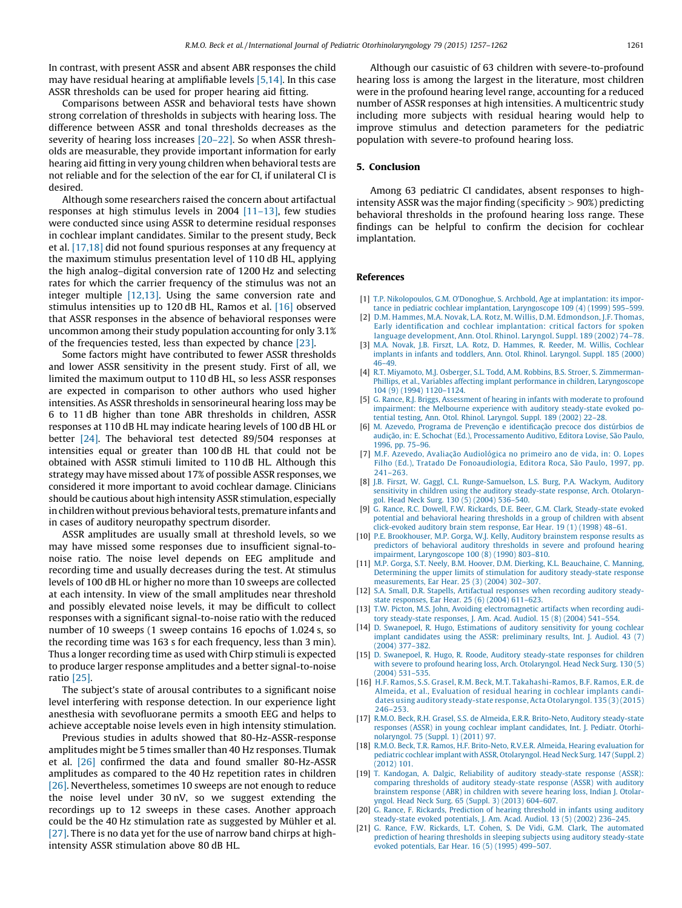In contrast, with present ASSR and absent ABR responses the child may have residual hearing at amplifiable levels [5,14]. In this case ASSR thresholds can be used for proper hearing aid fitting.

Comparisons between ASSR and behavioral tests have shown strong correlation of thresholds in subjects with hearing loss. The difference between ASSR and tonal thresholds decreases as the severity of hearing loss increases [20–22]. So when ASSR thresholds are measurable, they provide important information for early hearing aid fitting in very young children when behavioral tests are not reliable and for the selection of the ear for CI, if unilateral CI is desired.

Although some researchers raised the concern about artifactual responses at high stimulus levels in 2004 [11–13], few studies were conducted since using ASSR to determine residual responses in cochlear implant candidates. Similar to the present study, Beck et al. [17,18] did not found spurious responses at any frequency at the maximum stimulus presentation level of 110 dB HL, applying the high analog–digital conversion rate of 1200 Hz and selecting rates for which the carrier frequency of the stimulus was not an integer multiple [12,13]. Using the same conversion rate and stimulus intensities up to 120 dB HL, Ramos et al. [16] observed that ASSR responses in the absence of behavioral responses were uncommon among their study population accounting for only 3.1% of the frequencies tested, less than expected by chance [23].

Some factors might have contributed to fewer ASSR thresholds and lower ASSR sensitivity in the present study. First of all, we limited the maximum output to 110 dB HL, so less ASSR responses are expected in comparison to other authors who used higher intensities. As ASSR thresholds in sensorineural hearing loss may be 6 to 11 dB higher than tone ABR thresholds in children, ASSR responses at 110 dB HL may indicate hearing levels of 100 dB HL or better [24]. The behavioral test detected 89/504 responses at intensities equal or greater than 100 dB HL that could not be obtained with ASSR stimuli limited to 110 dB HL. Although this strategy may have missed about 17% of possible ASSR responses, we considered it more important to avoid cochlear damage. Clinicians should be cautious about high intensity ASSR stimulation, especially in children without previous behavioral tests, premature infants and in cases of auditory neuropathy spectrum disorder.

ASSR amplitudes are usually small at threshold levels, so we may have missed some responses due to insufficient signal-to-noise ratio. The noise level depends on EEG amplitude and recording time and usually decreases during the test. At stimulus levels of 100 dB HL or higher no more than 10 sweeps are collected at each intensity. In view of the small amplitudes near threshold and possibly elevated noise levels, it may be difficult to collect responses with a significant signal-to-noise ratio with the reduced number of 10 sweeps (1 sweep contains 16 epochs of 1.024 s, so the recording time was 163 s for each frequency, less than 3 min). Thus a longer recording time as used with Chirp stimuli is expected to produce larger response amplitudes and a better signal-to-noise ratio [25].

The subject's state of arousal contributes to a significant noise level interfering with response detection. In our experience light anesthesia with sevofluorane permits a smooth EEG and helps to achieve acceptable noise levels even in high intensity stimulation.

Previous studies in adults showed that 80-Hz-ASSR-response amplitudes might be 5 times smaller than 40 Hz responses. Tlumak et al. [26] confirmed the data and found smaller 80-Hz-ASSR amplitudes as compared to the 40 Hz repetition rates in children [26]. Nevertheless, sometimes 10 sweeps are not enough to reduce the noise level under 30 nV, so we suggest extending the recordings up to 12 sweeps in these cases. Another approach could be the 40 Hz stimulation rate as suggested by Mühler et al. [27]. There is no data yet for the use of narrow band chirps at high-intensity ASSR stimulation above 80 dB HL.

Although our casuistic of 63 children with severe-to-profound hearing loss is among the largest in the literature, most children were in the profound hearing level range, accounting for a reduced number of ASSR responses at high intensities. A multicentric study including more subjects with residual hearing would help to improve stimulus and detection parameters for the pediatric population with severe-to profound hearing loss.

## 5. Conclusion

Among 63 pediatric CI candidates, absent responses to high-intensity ASSR was the major finding (specificity > 90%) predicting behavioral thresholds in the profound hearing loss range. These findings can be helpful to confirm the decision for cochlear implantation.

## References

[1] T.P. Nikolopoulos, G.M. O'Donoghue, S. Archbold, Age at implantation: its importance in pediatric cochlear implantation, Laryngoscope 109 (4) (1999) 595–599.

[2] D.M. Hammes, M.A. Novak, L.A. Rotz, M. Willis, D.M. Edmondson, J.F. Thomas, Early identification and cochlear implantation: critical factors for spoken language development, Ann. Otol. Rhinol. Laryngol. Suppl. 189 (2002) 74–78.

[3] M.A. Novak, J.B. Firszt, L.A. Rotz, D. Hammes, R. Reeder, M. Willis, Cochlear implants in infants and toddlers, Ann. Otol. Rhinol. Laryngol. Suppl. 185 (2000) 46–49.

[4] R.T. Miyamoto, M.J. Osberger, S.L. Todd, A.M. Robbins, B.S. Stroer, S. Zimmerman-Phillips, et al., Variables affecting implant performance in children, Laryngoscope 104 (9) (1994) 1120–1124.

[5] G. Rance, R.J. Briggs, Assessment of hearing in infants with moderate to profound impairment: the Melbourne experience with auditory steady-state evoked potential testing, Ann. Otol. Rhinol. Laryngol. Suppl. 189 (2002) 22–28.

[6] M. Azevedo, Programa de Prevenção e identificação precoce dos distúrbios de audição, in: E. Schochat (Ed.), Processamento Auditivo, Editora Lovise, São Paulo, 1996, pp. 75–96.

[7] M.F. Azevedo, Avaliação Audiológica no primeiro ano de vida, in: O. Lopes Filho (Ed.), Tratado De Fonoaudiologia, Editora Roca, São Paulo, 1997, pp. 241–263.

[8] J.B. Firszt, W. Gaggl, C.L. Runge-Samuelson, L.S. Burg, P.A. Wackym, Auditory sensitivity in children using the auditory steady-state response, Arch. Otolaryngol. Head Neck Surg. 130 (5) (2004) 536–540.

[9] G. Rance, R.C. Dowell, F.W. Rickards, D.E. Beer, G.M. Clark, Steady-state evoked potential and behavioral hearing thresholds in a group of children with absent click-evoked auditory brain stem response, Ear Hear. 19 (1) (1998) 48–61.

[10] P.E. Brookhouser, M.P. Gorga, W.J. Kelly, Auditory brainstem response results as predictors of behavioral auditory thresholds in severe and profound hearing impairment, Laryngoscope 100 (8) (1990) 803–810.

[11] M.P. Gorga, S.T. Neely, B.M. Hoover, D.M. Dierking, K.L. Beauchaine, C. Manning, Determining the upper limits of stimulation for auditory steady-state response measurements, Ear Hear. 25 (3) (2004) 302–307.

[12] S.A. Small, D.R. Stapells, Artifactual responses when recording auditory steady-state responses, Ear Hear. 25 (6) (2004) 611–623.

[13] T.W. Picton, M.S. John, Avoiding electromagnetic artifacts when recording auditory steady-state responses, J. Am. Acad. Audiol. 15 (8) (2004) 541–554.

[14] D. Swanepoel, R. Hugo, Estimations of auditory sensitivity for young cochlear implant candidates using the ASSR: preliminary results, Int. J. Audiol. 43 (7) (2004) 377–382.

[15] D. Swanepoel, R. Hugo, R. Roode, Auditory steady-state responses for children with severe to profound hearing loss, Arch. Otolaryngol. Head Neck Surg. 130 (5) (2004) 531–535.

[16] H.F. Ramos, S.S. Grasel, R.M. Beck, M.T. Takahashi-Ramos, B.F. Ramos, E.R. de Almeida, et al., Evaluation of residual hearing in cochlear implants candidates using auditory steady-state response, Acta Otolaryngol. 135 (3) (2015) 246–253.

[17] R.M.O. Beck, R.H. Grasel, S.S. de Almeida, E.R.R. Brito-Neto, Auditory steady-state responses (ASSR) in young cochlear implant candidates, Int. J. Pediatr. Otorhinolaryngol. 75 (Suppl. 1) (2011) 97.

[18] R.M.O. Beck, T.R. Ramos, H.F. Brito-Neto, R.V.E.R. Almeida, Hearing evaluation for pediatric cochlear implant with ASSR, Otolaryngol. Head Neck Surg. 147 (Suppl. 2) (2012) 101.

[19] T. Kandogan, A. Dalgic, Reliability of auditory steady-state response (ASSR): comparing thresholds of auditory steady-state response (ASSR) with auditory brainstem response (ABR) in children with severe hearing loss, Indian J. Otolaryngol. Head Neck Surg. 65 (Suppl. 3) (2013) 604–607.

[20] G. Rance, F. Rickards, Prediction of hearing threshold in infants using auditory steady-state evoked potentials, J. Am. Acad. Audiol. 13 (5) (2002) 236–245.

[21] G. Rance, F.W. Rickards, L.T. Cohen, S. De Vidi, G.M. Clark, The automated prediction of hearing thresholds in sleeping subjects using auditory steady-state evoked potentials, Ear Hear. 16 (5) (1995) 499–507.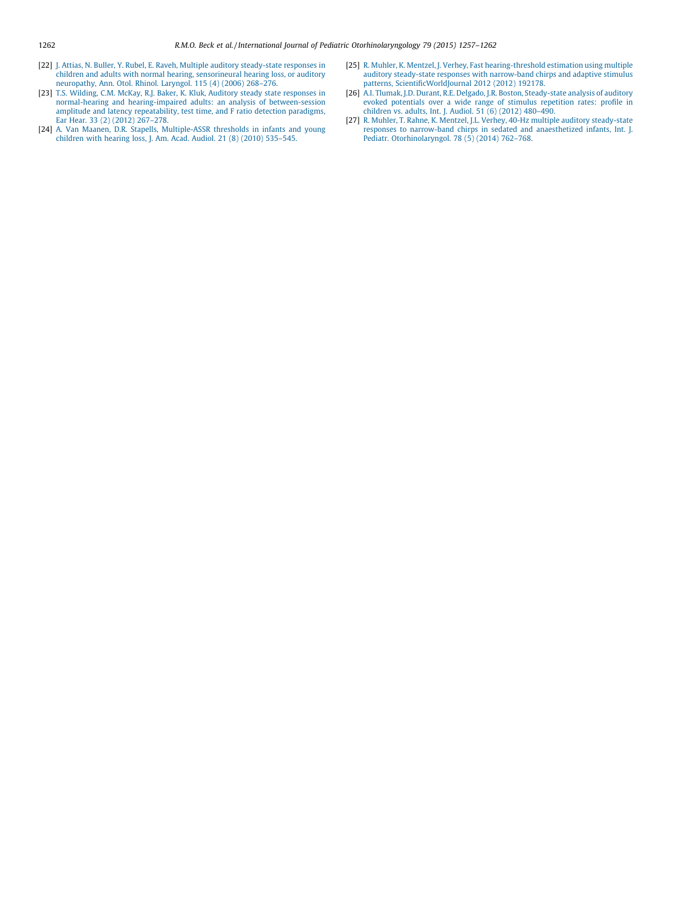[22] J. Attias, N. Buller, Y. Rubel, E. Raveh, Multiple auditory steady-state responses in children and adults with normal hearing, sensorineural hearing loss, or auditory neuropathy, Ann. Otol. Rhinol. Laryngol. 115 (4) (2006) 268–276.

[23] T.S. Wilding, C.M. McKay, R.J. Baker, K. Kluk, Auditory steady state responses in normal-hearing and hearing-impaired adults: an analysis of between-session amplitude and latency repeatability, test time, and F ratio detection paradigms, Ear Hear. 33 (2) (2012) 267–278.

[24] A. Van Maanen, D.R. Stapells, Multiple-ASSR thresholds in infants and young children with hearing loss, J. Am. Acad. Audiol. 21 (8) (2010) 535–545.

[25] R. Muhler, K. Mentzel, J. Verhey, Fast hearing-threshold estimation using multiple auditory steady-state responses with narrow-band chirps and adaptive stimulus patterns, ScientificWorldJournal 2012 (2012) 192178.

[26] A.I. Tlumak, J.D. Durant, R.E. Delgado, J.R. Boston, Steady-state analysis of auditory evoked potentials over a wide range of stimulus repetition rates: profile in children vs. adults, Int. J. Audiol. 51 (6) (2012) 480–490.

[27] R. Muhler, T. Rahne, K. Mentzel, J.L. Verhey, 40-Hz multiple auditory steady-state responses to narrow-band chirps in sedated and anaesthetized infants, Int. J. Pediatr. Otorhinolaryngol. 78 (5) (2014) 762–768.